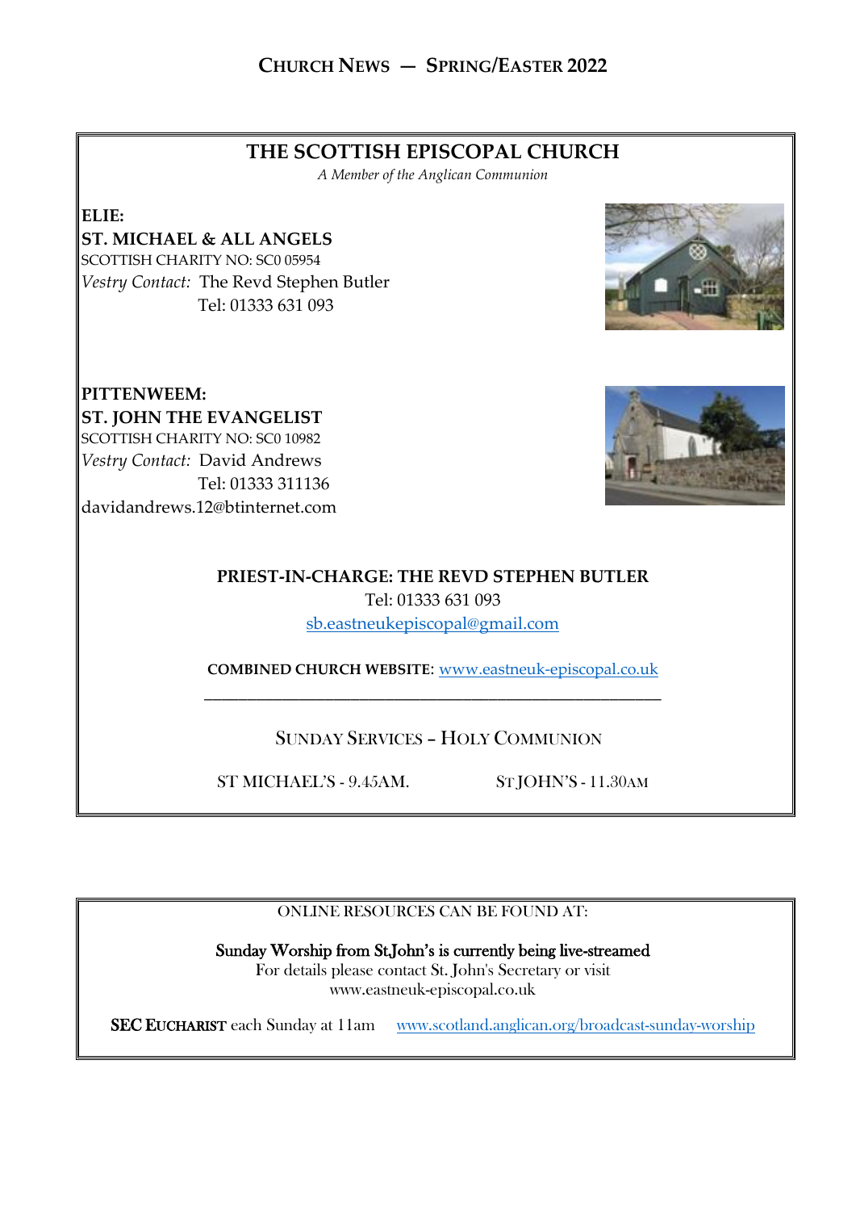# CHURCH NEWS — SPRING/EASTER 2022

## THE SCOTTISH EPISCOPAL CHURCH

*A Member of the Anglican Communion*

**ELIE:**
**ST. MICHAEL & ALL ANGELS**
SCOTTISH CHARITY NO: SC0 05954
*Vestry Contact:* The Revd Stephen Butler
Tel: 01333 631 093

**PITTENWEEM:**
**ST. JOHN THE EVANGELIST**
SCOTTISH CHARITY NO: SC0 10982
*Vestry Contact:* David Andrews
Tel: 01333 311136
davidandrews.12@btinternet.com

**PRIEST-IN-CHARGE: THE REVD STEPHEN BUTLER**
Tel: 01333 631 093
sb.eastneukepiscopal@gmail.com

**COMBINED CHURCH WEBSITE:** www.eastneuk-episcopal.co.uk

---

SUNDAY SERVICES – HOLY COMMUNION

ST MICHAEL'S - 9.45AM. ST JOHN'S - 11.30AM

---

ONLINE RESOURCES CAN BE FOUND AT:

Sunday Worship from St John's is currently being live-streamed
For details please contact St. John's Secretary or visit
www.eastneuk-episcopal.co.uk

**SEC EUCHARIST** each Sunday at 11am www.scotland.anglican.org/broadcast-sunday-worship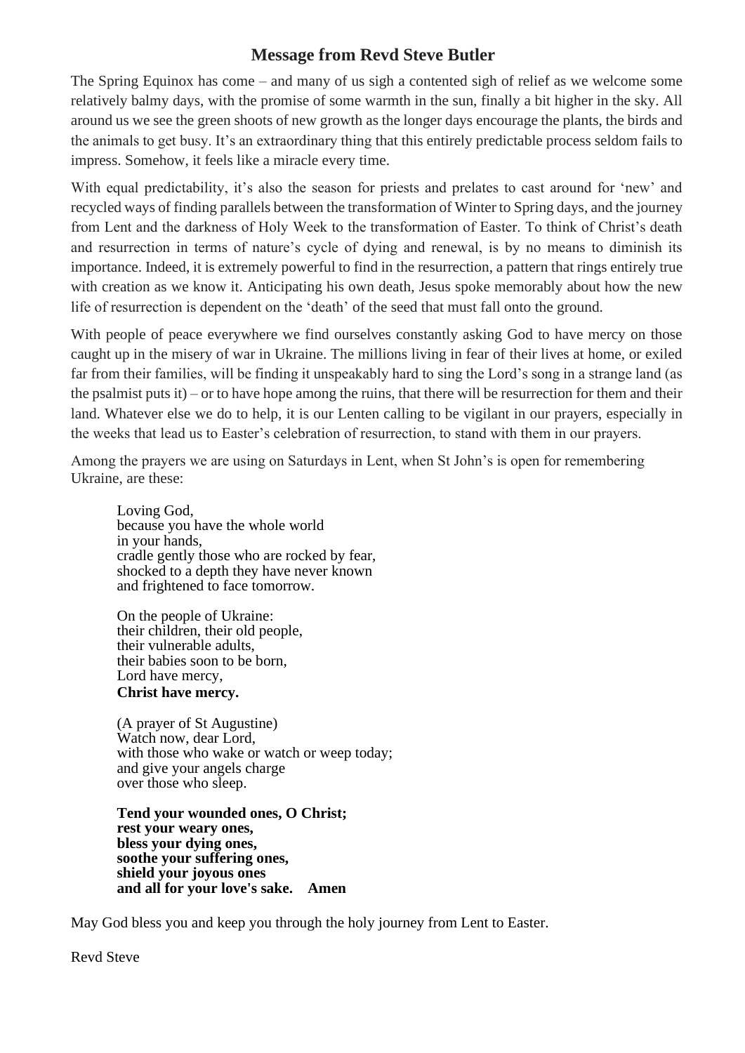## Message from Revd Steve Butler

The Spring Equinox has come – and many of us sigh a contented sigh of relief as we welcome some relatively balmy days, with the promise of some warmth in the sun, finally a bit higher in the sky. All around us we see the green shoots of new growth as the longer days encourage the plants, the birds and the animals to get busy. It's an extraordinary thing that this entirely predictable process seldom fails to impress. Somehow, it feels like a miracle every time.

With equal predictability, it's also the season for priests and prelates to cast around for 'new' and recycled ways of finding parallels between the transformation of Winter to Spring days, and the journey from Lent and the darkness of Holy Week to the transformation of Easter. To think of Christ's death and resurrection in terms of nature's cycle of dying and renewal, is by no means to diminish its importance. Indeed, it is extremely powerful to find in the resurrection, a pattern that rings entirely true with creation as we know it. Anticipating his own death, Jesus spoke memorably about how the new life of resurrection is dependent on the 'death' of the seed that must fall onto the ground.

With people of peace everywhere we find ourselves constantly asking God to have mercy on those caught up in the misery of war in Ukraine. The millions living in fear of their lives at home, or exiled far from their families, will be finding it unspeakably hard to sing the Lord's song in a strange land (as the psalmist puts it) – or to have hope among the ruins, that there will be resurrection for them and their land. Whatever else we do to help, it is our Lenten calling to be vigilant in our prayers, especially in the weeks that lead us to Easter's celebration of resurrection, to stand with them in our prayers.

Among the prayers we are using on Saturdays in Lent, when St John's is open for remembering Ukraine, are these:

> Loving God,
> because you have the whole world
> in your hands,
> cradle gently those who are rocked by fear,
> shocked to a depth they have never known
> and frightened to face tomorrow.
>
> On the people of Ukraine:
> their children, their old people,
> their vulnerable adults,
> their babies soon to be born,
> Lord have mercy,
> **Christ have mercy.**
>
> (A prayer of St Augustine)
> Watch now, dear Lord,
> with those who wake or watch or weep today;
> and give your angels charge
> over those who sleep.
>
> **Tend your wounded ones, O Christ;**
> **rest your weary ones,**
> **bless your dying ones,**
> **soothe your suffering ones,**
> **shield your joyous ones**
> **and all for your love's sake. Amen**

May God bless you and keep you through the holy journey from Lent to Easter.

Revd Steve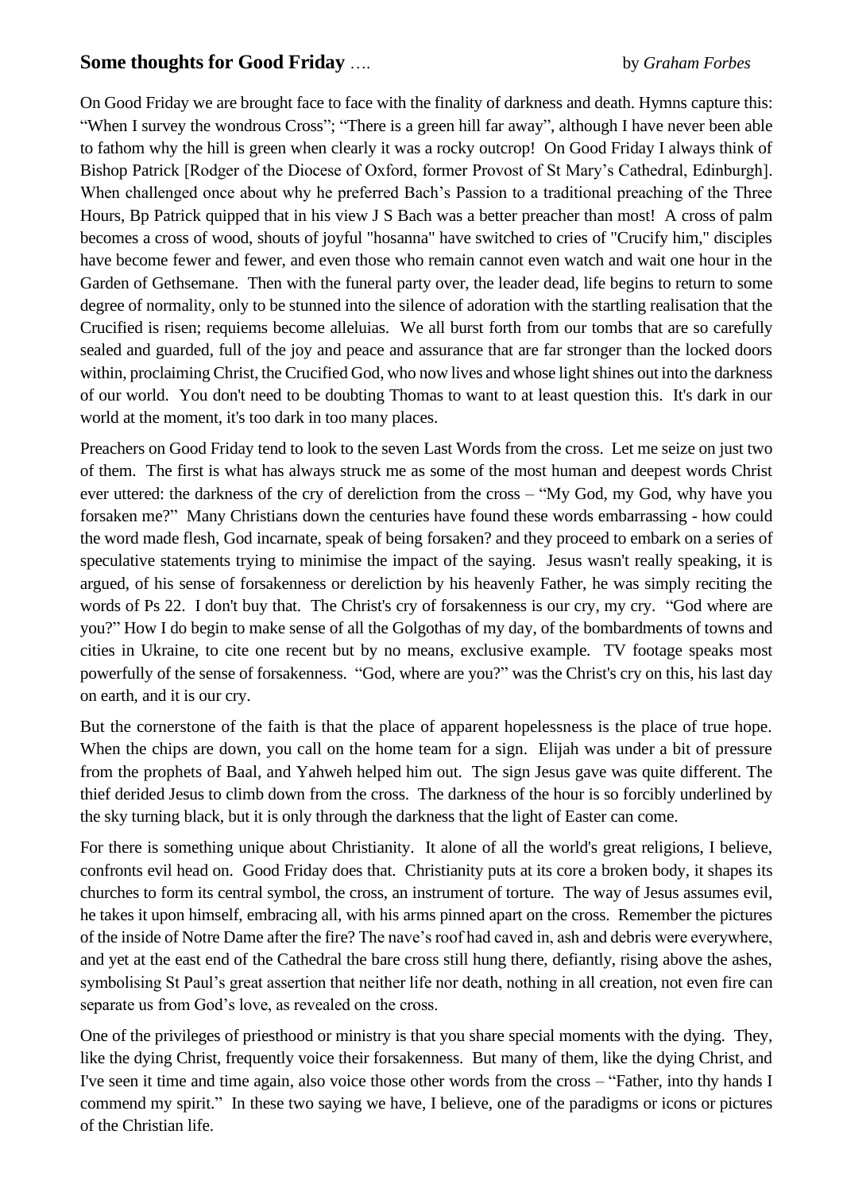**Some thoughts for Good Friday** …. by *Graham Forbes*

On Good Friday we are brought face to face with the finality of darkness and death. Hymns capture this: "When I survey the wondrous Cross"; "There is a green hill far away", although I have never been able to fathom why the hill is green when clearly it was a rocky outcrop! On Good Friday I always think of Bishop Patrick [Rodger of the Diocese of Oxford, former Provost of St Mary's Cathedral, Edinburgh]. When challenged once about why he preferred Bach's Passion to a traditional preaching of the Three Hours, Bp Patrick quipped that in his view J S Bach was a better preacher than most! A cross of palm becomes a cross of wood, shouts of joyful "hosanna" have switched to cries of "Crucify him," disciples have become fewer and fewer, and even those who remain cannot even watch and wait one hour in the Garden of Gethsemane. Then with the funeral party over, the leader dead, life begins to return to some degree of normality, only to be stunned into the silence of adoration with the startling realisation that the Crucified is risen; requiems become alleluias. We all burst forth from our tombs that are so carefully sealed and guarded, full of the joy and peace and assurance that are far stronger than the locked doors within, proclaiming Christ, the Crucified God, who now lives and whose light shines out into the darkness of our world. You don't need to be doubting Thomas to want to at least question this. It's dark in our world at the moment, it's too dark in too many places.

Preachers on Good Friday tend to look to the seven Last Words from the cross. Let me seize on just two of them. The first is what has always struck me as some of the most human and deepest words Christ ever uttered: the darkness of the cry of dereliction from the cross – "My God, my God, why have you forsaken me?" Many Christians down the centuries have found these words embarrassing - how could the word made flesh, God incarnate, speak of being forsaken? and they proceed to embark on a series of speculative statements trying to minimise the impact of the saying. Jesus wasn't really speaking, it is argued, of his sense of forsakenness or dereliction by his heavenly Father, he was simply reciting the words of Ps 22. I don't buy that. The Christ's cry of forsakenness is our cry, my cry. "God where are you?" How I do begin to make sense of all the Golgothas of my day, of the bombardments of towns and cities in Ukraine, to cite one recent but by no means, exclusive example. TV footage speaks most powerfully of the sense of forsakenness. "God, where are you?" was the Christ's cry on this, his last day on earth, and it is our cry.

But the cornerstone of the faith is that the place of apparent hopelessness is the place of true hope. When the chips are down, you call on the home team for a sign. Elijah was under a bit of pressure from the prophets of Baal, and Yahweh helped him out. The sign Jesus gave was quite different. The thief derided Jesus to climb down from the cross. The darkness of the hour is so forcibly underlined by the sky turning black, but it is only through the darkness that the light of Easter can come.

For there is something unique about Christianity. It alone of all the world's great religions, I believe, confronts evil head on. Good Friday does that. Christianity puts at its core a broken body, it shapes its churches to form its central symbol, the cross, an instrument of torture. The way of Jesus assumes evil, he takes it upon himself, embracing all, with his arms pinned apart on the cross. Remember the pictures of the inside of Notre Dame after the fire? The nave's roof had caved in, ash and debris were everywhere, and yet at the east end of the Cathedral the bare cross still hung there, defiantly, rising above the ashes, symbolising St Paul's great assertion that neither life nor death, nothing in all creation, not even fire can separate us from God's love, as revealed on the cross.

One of the privileges of priesthood or ministry is that you share special moments with the dying. They, like the dying Christ, frequently voice their forsakenness. But many of them, like the dying Christ, and I've seen it time and time again, also voice those other words from the cross – "Father, into thy hands I commend my spirit." In these two saying we have, I believe, one of the paradigms or icons or pictures of the Christian life.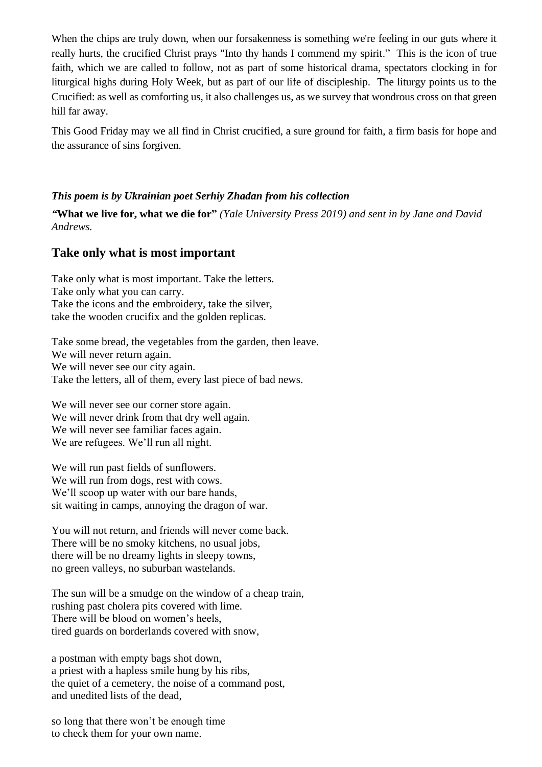When the chips are truly down, when our forsakenness is something we're feeling in our guts where it really hurts, the crucified Christ prays "Into thy hands I commend my spirit."  This is the icon of true faith, which we are called to follow, not as part of some historical drama, spectators clocking in for liturgical highs during Holy Week, but as part of our life of discipleship.  The liturgy points us to the Crucified: as well as comforting us, it also challenges us, as we survey that wondrous cross on that green hill far away.

This Good Friday may we all find in Christ crucified, a sure ground for faith, a firm basis for hope and the assurance of sins forgiven.

***This poem is by Ukrainian poet Serhiy Zhadan from his collection***

***"*What we live for, what we die for"** *(Yale University Press 2019) and sent in by Jane and David Andrews.*

## Take only what is most important

Take only what is most important. Take the letters.
Take only what you can carry.
Take the icons and the embroidery, take the silver,
take the wooden crucifix and the golden replicas.

Take some bread, the vegetables from the garden, then leave.
We will never return again.
We will never see our city again.
Take the letters, all of them, every last piece of bad news.

We will never see our corner store again.
We will never drink from that dry well again.
We will never see familiar faces again.
We are refugees. We'll run all night.

We will run past fields of sunflowers.
We will run from dogs, rest with cows.
We'll scoop up water with our bare hands,
sit waiting in camps, annoying the dragon of war.

You will not return, and friends will never come back.
There will be no smoky kitchens, no usual jobs,
there will be no dreamy lights in sleepy towns,
no green valleys, no suburban wastelands.

The sun will be a smudge on the window of a cheap train,
rushing past cholera pits covered with lime.
There will be blood on women's heels,
tired guards on borderlands covered with snow,

a postman with empty bags shot down,
a priest with a hapless smile hung by his ribs,
the quiet of a cemetery, the noise of a command post,
and unedited lists of the dead,

so long that there won't be enough time
to check them for your own name.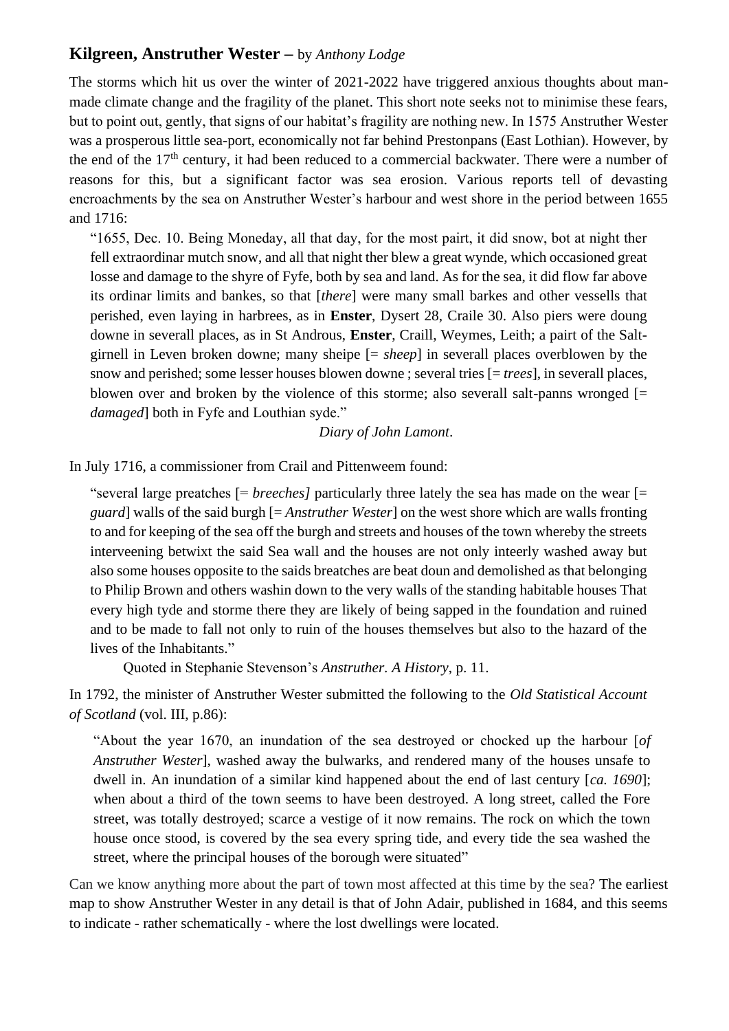## **Kilgreen, Anstruther Wester** – by *Anthony Lodge*

The storms which hit us over the winter of 2021-2022 have triggered anxious thoughts about man-made climate change and the fragility of the planet. This short note seeks not to minimise these fears, but to point out, gently, that signs of our habitat's fragility are nothing new. In 1575 Anstruther Wester was a prosperous little sea-port, economically not far behind Prestonpans (East Lothian). However, by the end of the 17th century, it had been reduced to a commercial backwater. There were a number of reasons for this, but a significant factor was sea erosion. Various reports tell of devasting encroachments by the sea on Anstruther Wester's harbour and west shore in the period between 1655 and 1716:

> "1655, Dec. 10. Being Moneday, all that day, for the most pairt, it did snow, bot at night ther fell extraordinar mutch snow, and all that night ther blew a great wynde, which occasioned great losse and damage to the shyre of Fyfe, both by sea and land. As for the sea, it did flow far above its ordinar limits and bankes, so that [*there*] were many small barkes and other vessells that perished, even laying in harbrees, as in **Enster**, Dysert 28, Craile 30. Also piers were doung downe in severall places, as in St Androus, **Enster**, Craill, Weymes, Leith; a pairt of the Salt-girnell in Leven broken downe; many sheipe [= *sheep*] in severall places overblowen by the snow and perished; some lesser houses blowen downe ; several tries [= *trees*], in severall places, blowen over and broken by the violence of this storme; also severall salt-panns wronged [= *damaged*] both in Fyfe and Louthian syde."
>
> *Diary of John Lamont*.

In July 1716, a commissioner from Crail and Pittenweem found:

> "several large preatches [= *breeches]* particularly three lately the sea has made on the wear [= *guard*] walls of the said burgh [= *Anstruther Wester*] on the west shore which are walls fronting to and for keeping of the sea off the burgh and streets and houses of the town whereby the streets interveening betwixt the said Sea wall and the houses are not only inteerly washed away but also some houses opposite to the saids breatches are beat doun and demolished as that belonging to Philip Brown and others washin down to the very walls of the standing habitable houses That every high tyde and storme there they are likely of being sapped in the foundation and ruined and to be made to fall not only to ruin of the houses themselves but also to the hazard of the lives of the Inhabitants."
>
> Quoted in Stephanie Stevenson's *Anstruther. A History*, p. 11.

In 1792, the minister of Anstruther Wester submitted the following to the *Old Statistical Account of Scotland* (vol. III, p.86):

> "About the year 1670, an inundation of the sea destroyed or chocked up the harbour [*of Anstruther Wester*], washed away the bulwarks, and rendered many of the houses unsafe to dwell in. An inundation of a similar kind happened about the end of last century [*ca. 1690*]; when about a third of the town seems to have been destroyed. A long street, called the Fore street, was totally destroyed; scarce a vestige of it now remains. The rock on which the town house once stood, is covered by the sea every spring tide, and every tide the sea washed the street, where the principal houses of the borough were situated"

Can we know anything more about the part of town most affected at this time by the sea? The earliest map to show Anstruther Wester in any detail is that of John Adair, published in 1684, and this seems to indicate - rather schematically - where the lost dwellings were located.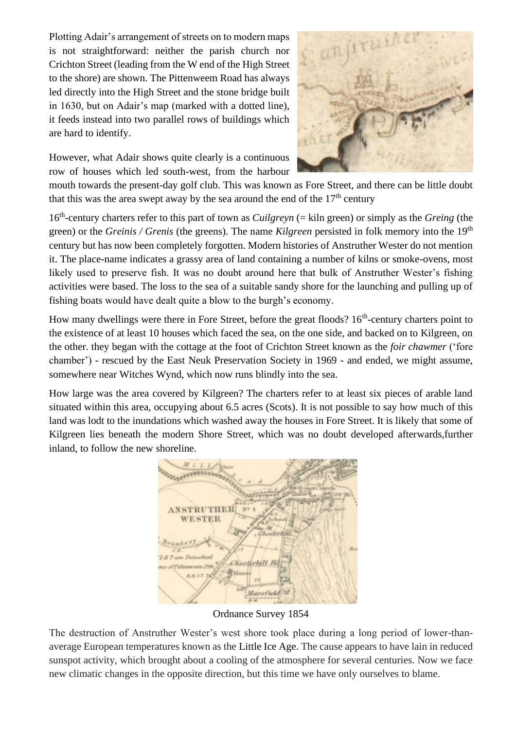Plotting Adair's arrangement of streets on to modern maps is not straightforward: neither the parish church nor Crichton Street (leading from the W end of the High Street to the shore) are shown. The Pittenweem Road has always led directly into the High Street and the stone bridge built in 1630, but on Adair's map (marked with a dotted line), it feeds instead into two parallel rows of buildings which are hard to identify.

However, what Adair shows quite clearly is a continuous row of houses which led south-west, from the harbour mouth towards the present-day golf club. This was known as Fore Street, and there can be little doubt that this was the area swept away by the sea around the end of the 17th century

16th-century charters refer to this part of town as *Cuilgreyn* (= kiln green) or simply as the *Greing* (the green) or the *Greinis / Grenis* (the greens). The name *Kilgreen* persisted in folk memory into the 19th century but has now been completely forgotten. Modern histories of Anstruther Wester do not mention it. The place-name indicates a grassy area of land containing a number of kilns or smoke-ovens, most likely used to preserve fish. It was no doubt around here that bulk of Anstruther Wester's fishing activities were based. The loss to the sea of a suitable sandy shore for the launching and pulling up of fishing boats would have dealt quite a blow to the burgh's economy.

How many dwellings were there in Fore Street, before the great floods? 16th-century charters point to the existence of at least 10 houses which faced the sea, on the one side, and backed on to Kilgreen, on the other. they began with the cottage at the foot of Crichton Street known as the *foir chawmer* ('fore chamber') - rescued by the East Neuk Preservation Society in 1969 - and ended, we might assume, somewhere near Witches Wynd, which now runs blindly into the sea.

How large was the area covered by Kilgreen? The charters refer to at least six pieces of arable land situated within this area, occupying about 6.5 acres (Scots). It is not possible to say how much of this land was lodt to the inundations which washed away the houses in Fore Street. It is likely that some of Kilgreen lies beneath the modern Shore Street, which was no doubt developed afterwards,further inland, to follow the new shoreline.

Ordnance Survey 1854

The destruction of Anstruther Wester's west shore took place during a long period of lower-than-average European temperatures known as the Little Ice Age. The cause appears to have lain in reduced sunspot activity, which brought about a cooling of the atmosphere for several centuries. Now we face new climatic changes in the opposite direction, but this time we have only ourselves to blame.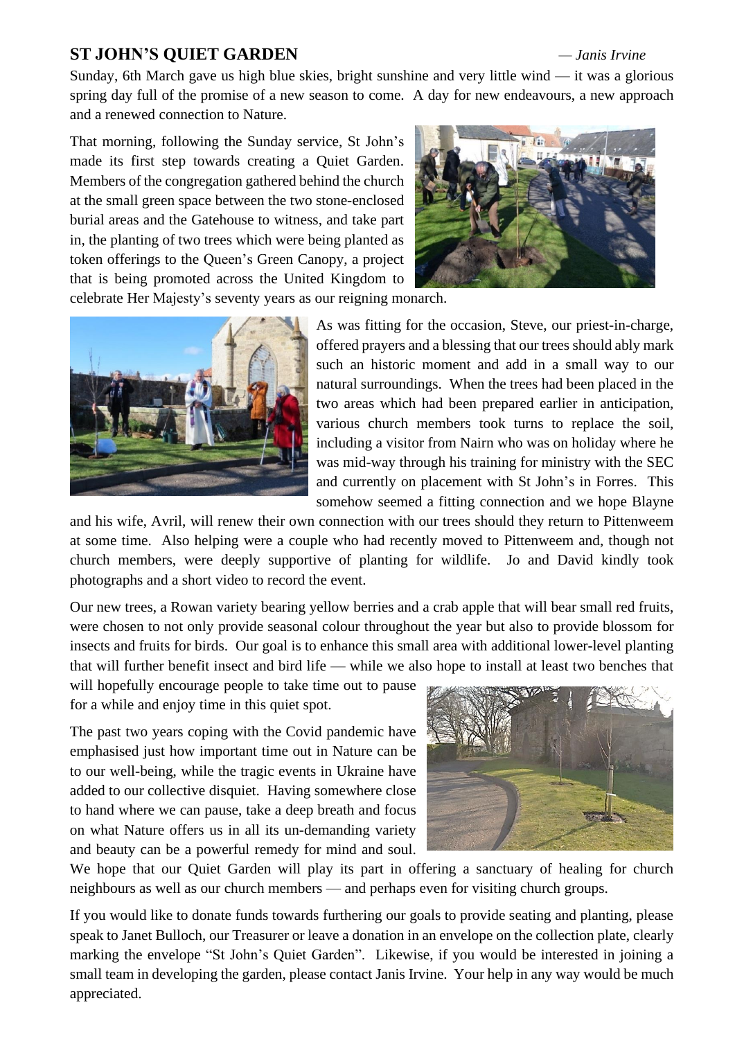## ST JOHN'S QUIET GARDEN

*— Janis Irvine*

Sunday, 6th March gave us high blue skies, bright sunshine and very little wind — it was a glorious spring day full of the promise of a new season to come. A day for new endeavours, a new approach and a renewed connection to Nature.

That morning, following the Sunday service, St John's made its first step towards creating a Quiet Garden. Members of the congregation gathered behind the church at the small green space between the two stone-enclosed burial areas and the Gatehouse to witness, and take part in, the planting of two trees which were being planted as token offerings to the Queen's Green Canopy, a project that is being promoted across the United Kingdom to celebrate Her Majesty's seventy years as our reigning monarch.

As was fitting for the occasion, Steve, our priest-in-charge, offered prayers and a blessing that our trees should ably mark such an historic moment and add in a small way to our natural surroundings. When the trees had been placed in the two areas which had been prepared earlier in anticipation, various church members took turns to replace the soil, including a visitor from Nairn who was on holiday where he was mid-way through his training for ministry with the SEC and currently on placement with St John's in Forres. This somehow seemed a fitting connection and we hope Blayne and his wife, Avril, will renew their own connection with our trees should they return to Pittenweem at some time. Also helping were a couple who had recently moved to Pittenweem and, though not church members, were deeply supportive of planting for wildlife. Jo and David kindly took photographs and a short video to record the event.

Our new trees, a Rowan variety bearing yellow berries and a crab apple that will bear small red fruits, were chosen to not only provide seasonal colour throughout the year but also to provide blossom for insects and fruits for birds. Our goal is to enhance this small area with additional lower-level planting that will further benefit insect and bird life — while we also hope to install at least two benches that will hopefully encourage people to take time out to pause for a while and enjoy time in this quiet spot.

The past two years coping with the Covid pandemic have emphasised just how important time out in Nature can be to our well-being, while the tragic events in Ukraine have added to our collective disquiet. Having somewhere close to hand where we can pause, take a deep breath and focus on what Nature offers us in all its un-demanding variety and beauty can be a powerful remedy for mind and soul. We hope that our Quiet Garden will play its part in offering a sanctuary of healing for church neighbours as well as our church members — and perhaps even for visiting church groups.

If you would like to donate funds towards furthering our goals to provide seating and planting, please speak to Janet Bulloch, our Treasurer or leave a donation in an envelope on the collection plate, clearly marking the envelope "St John's Quiet Garden". Likewise, if you would be interested in joining a small team in developing the garden, please contact Janis Irvine. Your help in any way would be much appreciated.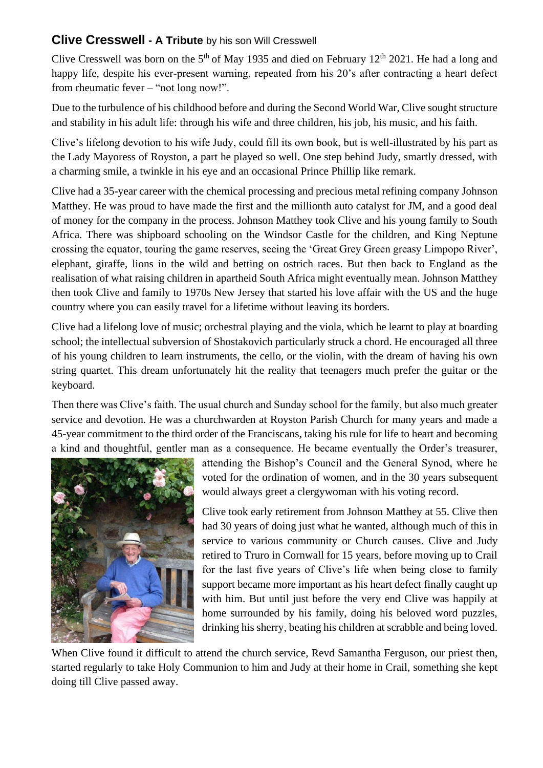## Clive Cresswell - A Tribute by his son Will Cresswell

Clive Cresswell was born on the 5th of May 1935 and died on February 12th 2021. He had a long and happy life, despite his ever-present warning, repeated from his 20's after contracting a heart defect from rheumatic fever – "not long now!".

Due to the turbulence of his childhood before and during the Second World War, Clive sought structure and stability in his adult life: through his wife and three children, his job, his music, and his faith.

Clive's lifelong devotion to his wife Judy, could fill its own book, but is well-illustrated by his part as the Lady Mayoress of Royston, a part he played so well. One step behind Judy, smartly dressed, with a charming smile, a twinkle in his eye and an occasional Prince Phillip like remark.

Clive had a 35-year career with the chemical processing and precious metal refining company Johnson Matthey. He was proud to have made the first and the millionth auto catalyst for JM, and a good deal of money for the company in the process. Johnson Matthey took Clive and his young family to South Africa. There was shipboard schooling on the Windsor Castle for the children, and King Neptune crossing the equator, touring the game reserves, seeing the 'Great Grey Green greasy Limpopo River', elephant, giraffe, lions in the wild and betting on ostrich races. But then back to England as the realisation of what raising children in apartheid South Africa might eventually mean. Johnson Matthey then took Clive and family to 1970s New Jersey that started his love affair with the US and the huge country where you can easily travel for a lifetime without leaving its borders.

Clive had a lifelong love of music; orchestral playing and the viola, which he learnt to play at boarding school; the intellectual subversion of Shostakovich particularly struck a chord. He encouraged all three of his young children to learn instruments, the cello, or the violin, with the dream of having his own string quartet. This dream unfortunately hit the reality that teenagers much prefer the guitar or the keyboard.

Then there was Clive's faith. The usual church and Sunday school for the family, but also much greater service and devotion. He was a churchwarden at Royston Parish Church for many years and made a 45-year commitment to the third order of the Franciscans, taking his rule for life to heart and becoming a kind and thoughtful, gentler man as a consequence. He became eventually the Order's treasurer, attending the Bishop's Council and the General Synod, where he voted for the ordination of women, and in the 30 years subsequent would always greet a clergywoman with his voting record.

Clive took early retirement from Johnson Matthey at 55. Clive then had 30 years of doing just what he wanted, although much of this in service to various community or Church causes. Clive and Judy retired to Truro in Cornwall for 15 years, before moving up to Crail for the last five years of Clive's life when being close to family support became more important as his heart defect finally caught up with him. But until just before the very end Clive was happily at home surrounded by his family, doing his beloved word puzzles, drinking his sherry, beating his children at scrabble and being loved.

When Clive found it difficult to attend the church service, Revd Samantha Ferguson, our priest then, started regularly to take Holy Communion to him and Judy at their home in Crail, something she kept doing till Clive passed away.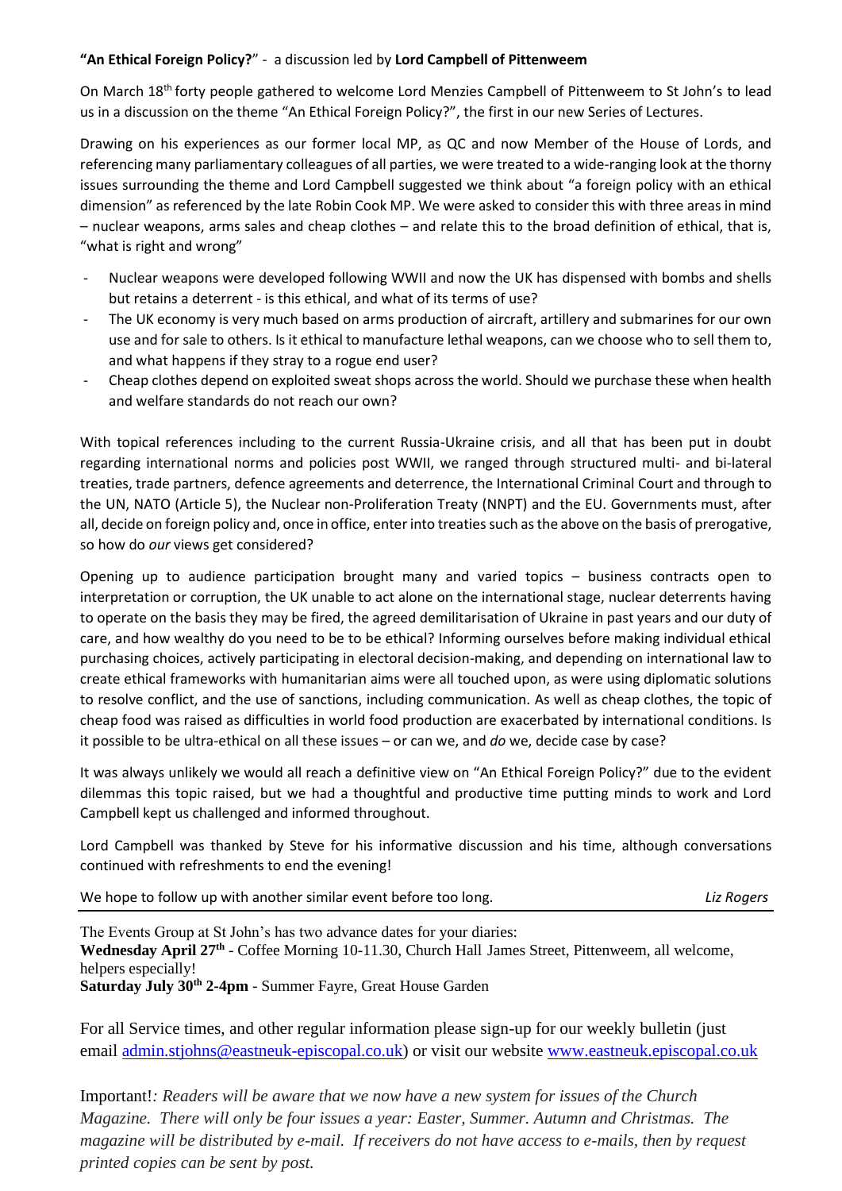**"An Ethical Foreign Policy?"** - a discussion led by **Lord Campbell of Pittenweem**

On March 18th forty people gathered to welcome Lord Menzies Campbell of Pittenweem to St John's to lead us in a discussion on the theme "An Ethical Foreign Policy?", the first in our new Series of Lectures.

Drawing on his experiences as our former local MP, as QC and now Member of the House of Lords, and referencing many parliamentary colleagues of all parties, we were treated to a wide-ranging look at the thorny issues surrounding the theme and Lord Campbell suggested we think about "a foreign policy with an ethical dimension" as referenced by the late Robin Cook MP. We were asked to consider this with three areas in mind – nuclear weapons, arms sales and cheap clothes – and relate this to the broad definition of ethical, that is, "what is right and wrong"

- Nuclear weapons were developed following WWII and now the UK has dispensed with bombs and shells but retains a deterrent - is this ethical, and what of its terms of use?
- The UK economy is very much based on arms production of aircraft, artillery and submarines for our own use and for sale to others. Is it ethical to manufacture lethal weapons, can we choose who to sell them to, and what happens if they stray to a rogue end user?
- Cheap clothes depend on exploited sweat shops across the world. Should we purchase these when health and welfare standards do not reach our own?

With topical references including to the current Russia-Ukraine crisis, and all that has been put in doubt regarding international norms and policies post WWII, we ranged through structured multi- and bi-lateral treaties, trade partners, defence agreements and deterrence, the International Criminal Court and through to the UN, NATO (Article 5), the Nuclear non-Proliferation Treaty (NNPT) and the EU. Governments must, after all, decide on foreign policy and, once in office, enter into treaties such as the above on the basis of prerogative, so how do *our* views get considered?

Opening up to audience participation brought many and varied topics – business contracts open to interpretation or corruption, the UK unable to act alone on the international stage, nuclear deterrents having to operate on the basis they may be fired, the agreed demilitarisation of Ukraine in past years and our duty of care, and how wealthy do you need to be to be ethical? Informing ourselves before making individual ethical purchasing choices, actively participating in electoral decision-making, and depending on international law to create ethical frameworks with humanitarian aims were all touched upon, as were using diplomatic solutions to resolve conflict, and the use of sanctions, including communication. As well as cheap clothes, the topic of cheap food was raised as difficulties in world food production are exacerbated by international conditions. Is it possible to be ultra-ethical on all these issues – or can we, and *do* we, decide case by case?

It was always unlikely we would all reach a definitive view on "An Ethical Foreign Policy?" due to the evident dilemmas this topic raised, but we had a thoughtful and productive time putting minds to work and Lord Campbell kept us challenged and informed throughout.

Lord Campbell was thanked by Steve for his informative discussion and his time, although conversations continued with refreshments to end the evening!

We hope to follow up with another similar event before too long. *Liz Rogers*

---

The Events Group at St John's has two advance dates for your diaries:
**Wednesday April 27th** - Coffee Morning 10-11.30, Church Hall James Street, Pittenweem, all welcome, helpers especially!
**Saturday July 30th 2-4pm** - Summer Fayre, Great House Garden

For all Service times, and other regular information please sign-up for our weekly bulletin (just email admin.stjohns@eastneuk-episcopal.co.uk) or visit our website www.eastneuk.episcopal.co.uk

Important!*: Readers will be aware that we now have a new system for issues of the Church Magazine. There will only be four issues a year: Easter, Summer. Autumn and Christmas. The magazine will be distributed by e-mail. If receivers do not have access to e-mails, then by request printed copies can be sent by post.*